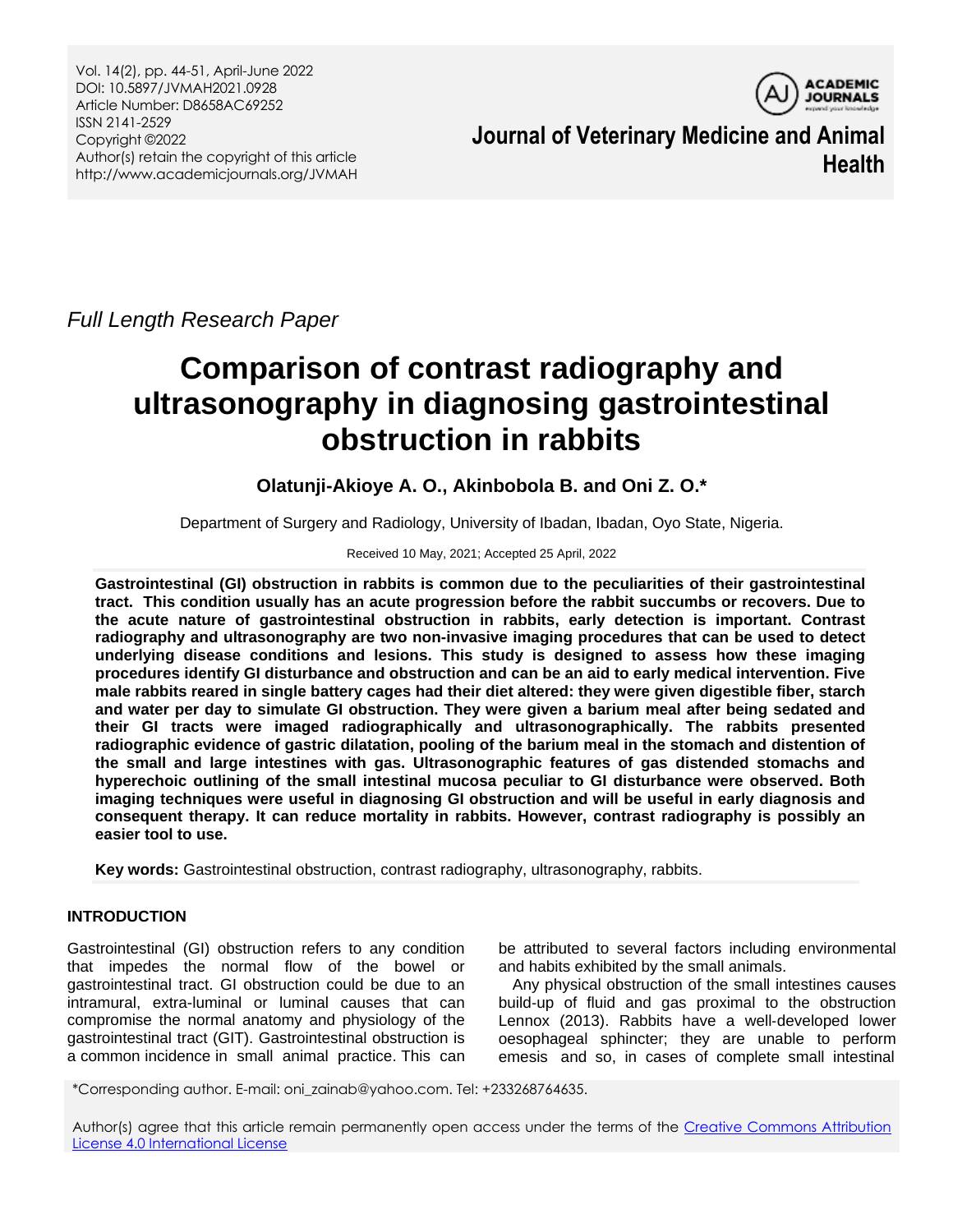*Full Length Research Paper*

# Comparison of contrast radiography and ultrasonography in diagnosing gastrointestinal obstruction in rabbits

**Olatunji-Akioye A. O., Akinbobola B. and Oni Z. O.***

Department of Surgery and Radiology, University of Ibadan, Ibadan, Oyo State, Nigeria.

Received 10 May, 2021; Accepted 25 April, 2022

**Gastrointestinal (GI) obstruction in rabbits is common due to the peculiarities of their gastrointestinal tract. This condition usually has an acute progression before the rabbit succumbs or recovers. Due to the acute nature of gastrointestinal obstruction in rabbits, early detection is important. Contrast radiography and ultrasonography are two non-invasive imaging procedures that can be used to detect underlying disease conditions and lesions. This study is designed to assess how these imaging procedures identify GI disturbance and obstruction and can be an aid to early medical intervention. Five male rabbits reared in single battery cages had their diet altered: they were given digestible fiber, starch and water per day to simulate GI obstruction. They were given a barium meal after being sedated and their GI tracts were imaged radiographically and ultrasonographically. The rabbits presented radiographic evidence of gastric dilatation, pooling of the barium meal in the stomach and distention of the small and large intestines with gas. Ultrasonographic features of gas distended stomachs and hyperechoic outlining of the small intestinal mucosa peculiar to GI disturbance were observed. Both imaging techniques were useful in diagnosing GI obstruction and will be useful in early diagnosis and consequent therapy. It can reduce mortality in rabbits. However, contrast radiography is possibly an easier tool to use.**

**Key words:** Gastrointestinal obstruction, contrast radiography, ultrasonography, rabbits.

## INTRODUCTION

Gastrointestinal (GI) obstruction refers to any condition that impedes the normal flow of the bowel or gastrointestinal tract. GI obstruction could be due to an intramural, extra-luminal or luminal causes that can compromise the normal anatomy and physiology of the gastrointestinal tract (GIT). Gastrointestinal obstruction is a common incidence in small animal practice. This can be attributed to several factors including environmental and habits exhibited by the small animals.

Any physical obstruction of the small intestines causes build-up of fluid and gas proximal to the obstruction Lennox (2013). Rabbits have a well-developed lower oesophageal sphincter; they are unable to perform emesis and so, in cases of complete small intestinal

*Corresponding author. E-mail: oni_zainab@yahoo.com. Tel: +233268764635.

Author(s) agree that this article remain permanently open access under the terms of the Creative Commons Attribution License 4.0 International License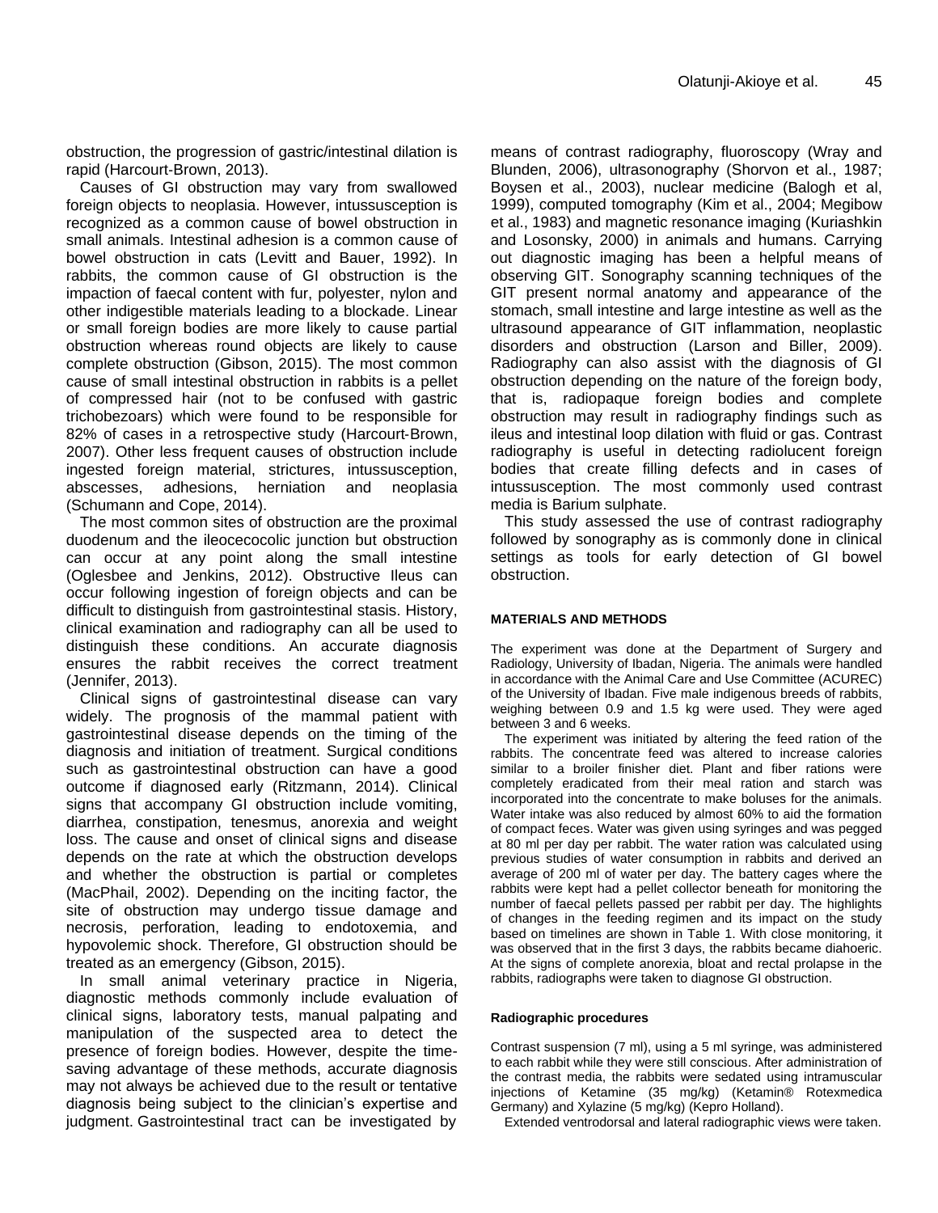obstruction, the progression of gastric/intestinal dilation is rapid (Harcourt-Brown, 2013).

Causes of GI obstruction may vary from swallowed foreign objects to neoplasia. However, intussusception is recognized as a common cause of bowel obstruction in small animals. Intestinal adhesion is a common cause of bowel obstruction in cats (Levitt and Bauer, 1992). In rabbits, the common cause of GI obstruction is the impaction of faecal content with fur, polyester, nylon and other indigestible materials leading to a blockade. Linear or small foreign bodies are more likely to cause partial obstruction whereas round objects are likely to cause complete obstruction (Gibson, 2015). The most common cause of small intestinal obstruction in rabbits is a pellet of compressed hair (not to be confused with gastric trichobezoars) which were found to be responsible for 82% of cases in a retrospective study (Harcourt-Brown, 2007). Other less frequent causes of obstruction include ingested foreign material, strictures, intussusception, abscesses, adhesions, herniation and neoplasia (Schumann and Cope, 2014).

The most common sites of obstruction are the proximal duodenum and the ileocecocolic junction but obstruction can occur at any point along the small intestine (Oglesbee and Jenkins, 2012). Obstructive Ileus can occur following ingestion of foreign objects and can be difficult to distinguish from gastrointestinal stasis. History, clinical examination and radiography can all be used to distinguish these conditions. An accurate diagnosis ensures the rabbit receives the correct treatment (Jennifer, 2013).

Clinical signs of gastrointestinal disease can vary widely. The prognosis of the mammal patient with gastrointestinal disease depends on the timing of the diagnosis and initiation of treatment. Surgical conditions such as gastrointestinal obstruction can have a good outcome if diagnosed early (Ritzmann, 2014). Clinical signs that accompany GI obstruction include vomiting, diarrhea, constipation, tenesmus, anorexia and weight loss. The cause and onset of clinical signs and disease depends on the rate at which the obstruction develops and whether the obstruction is partial or completes (MacPhail, 2002). Depending on the inciting factor, the site of obstruction may undergo tissue damage and necrosis, perforation, leading to endotoxemia, and hypovolemic shock. Therefore, GI obstruction should be treated as an emergency (Gibson, 2015).

In small animal veterinary practice in Nigeria, diagnostic methods commonly include evaluation of clinical signs, laboratory tests, manual palpating and manipulation of the suspected area to detect the presence of foreign bodies. However, despite the time-saving advantage of these methods, accurate diagnosis may not always be achieved due to the result or tentative diagnosis being subject to the clinician's expertise and judgment. Gastrointestinal tract can be investigated by means of contrast radiography, fluoroscopy (Wray and Blunden, 2006), ultrasonography (Shorvon et al., 1987; Boysen et al., 2003), nuclear medicine (Balogh et al, 1999), computed tomography (Kim et al., 2004; Megibow et al., 1983) and magnetic resonance imaging (Kuriashkin and Losonsky, 2000) in animals and humans. Carrying out diagnostic imaging has been a helpful means of observing GIT. Sonography scanning techniques of the GIT present normal anatomy and appearance of the stomach, small intestine and large intestine as well as the ultrasound appearance of GIT inflammation, neoplastic disorders and obstruction (Larson and Biller, 2009). Radiography can also assist with the diagnosis of GI obstruction depending on the nature of the foreign body, that is, radiopaque foreign bodies and complete obstruction may result in radiography findings such as ileus and intestinal loop dilation with fluid or gas. Contrast radiography is useful in detecting radiolucent foreign bodies that create filling defects and in cases of intussusception. The most commonly used contrast media is Barium sulphate.

This study assessed the use of contrast radiography followed by sonography as is commonly done in clinical settings as tools for early detection of GI bowel obstruction.

## MATERIALS AND METHODS

The experiment was done at the Department of Surgery and Radiology, University of Ibadan, Nigeria. The animals were handled in accordance with the Animal Care and Use Committee (ACUREC) of the University of Ibadan. Five male indigenous breeds of rabbits, weighing between 0.9 and 1.5 kg were used. They were aged between 3 and 6 weeks.

The experiment was initiated by altering the feed ration of the rabbits. The concentrate feed was altered to increase calories similar to a broiler finisher diet. Plant and fiber rations were completely eradicated from their meal ration and starch was incorporated into the concentrate to make boluses for the animals. Water intake was also reduced by almost 60% to aid the formation of compact feces. Water was given using syringes and was pegged at 80 ml per day per rabbit. The water ration was calculated using previous studies of water consumption in rabbits and derived an average of 200 ml of water per day. The battery cages where the rabbits were kept had a pellet collector beneath for monitoring the number of faecal pellets passed per rabbit per day. The highlights of changes in the feeding regimen and its impact on the study based on timelines are shown in Table 1. With close monitoring, it was observed that in the first 3 days, the rabbits became diahoeric. At the signs of complete anorexia, bloat and rectal prolapse in the rabbits, radiographs were taken to diagnose GI obstruction.

### Radiographic procedures

Contrast suspension (7 ml), using a 5 ml syringe, was administered to each rabbit while they were still conscious. After administration of the contrast media, the rabbits were sedated using intramuscular injections of Ketamine (35 mg/kg) (Ketamin® Rotexmedica Germany) and Xylazine (5 mg/kg) (Kepro Holland).

Extended ventrodorsal and lateral radiographic views were taken.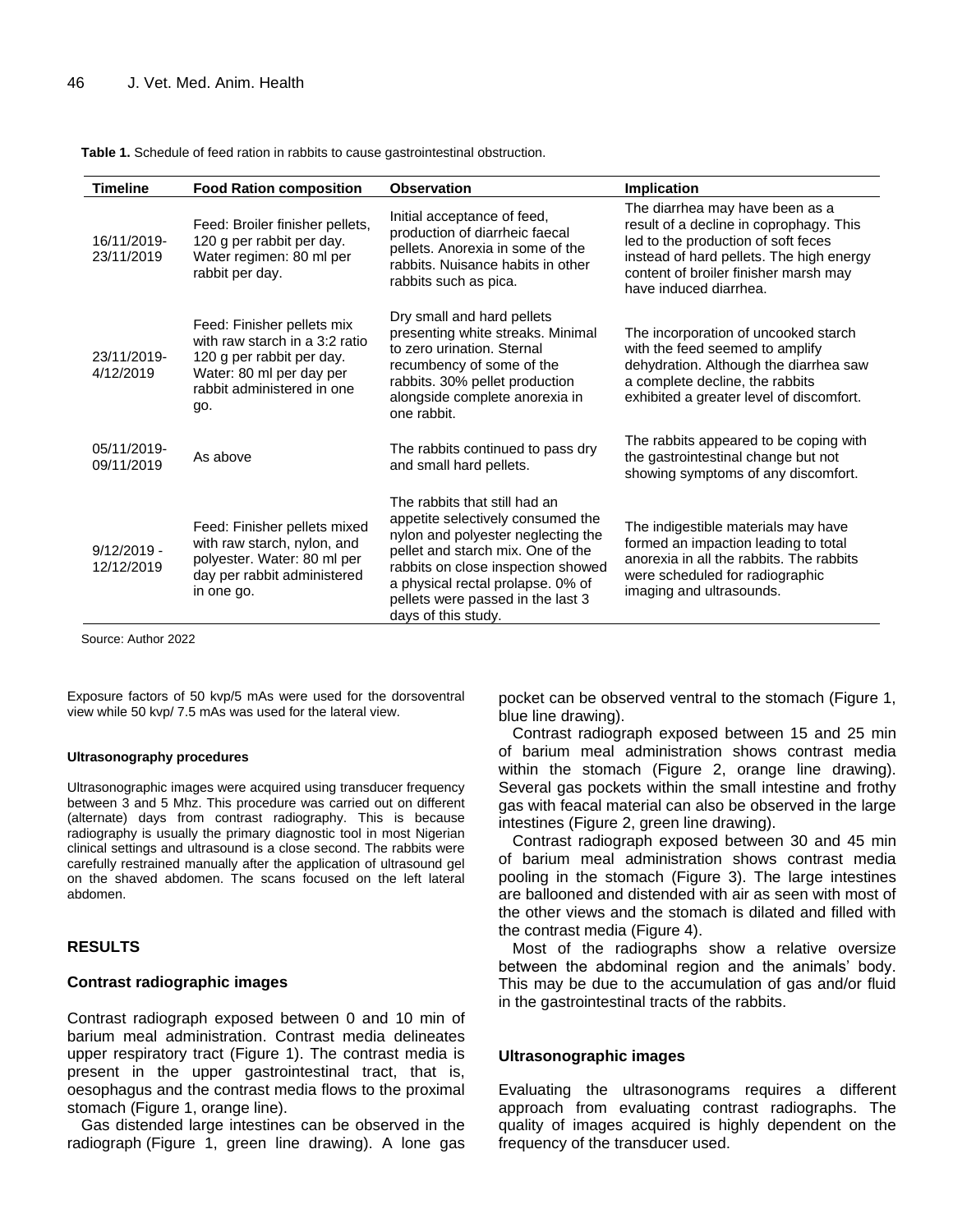**Table 1.** Schedule of feed ration in rabbits to cause gastrointestinal obstruction.

| Timeline | Food Ration composition | Observation | Implication |
|---|---|---|---|
| 16/11/2019-23/11/2019 | Feed: Broiler finisher pellets, 120 g per rabbit per day. Water regimen: 80 ml per rabbit per day. | Initial acceptance of feed, production of diarrheic faecal pellets. Anorexia in some of the rabbits. Nuisance habits in other rabbits such as pica. | The diarrhea may have been as a result of a decline in coprophagy. This led to the production of soft feces instead of hard pellets. The high energy content of broiler finisher marsh may have induced diarrhea. |
| 23/11/2019-4/12/2019 | Feed: Finisher pellets mix with raw starch in a 3:2 ratio 120 g per rabbit per day. Water: 80 ml per day per rabbit administered in one go. | Dry small and hard pellets presenting white streaks. Minimal to zero urination. Sternal recumbency of some of the rabbits. 30% pellet production alongside complete anorexia in one rabbit. | The incorporation of uncooked starch with the feed seemed to amplify dehydration. Although the diarrhea saw a complete decline, the rabbits exhibited a greater level of discomfort. |
| 05/11/2019-09/11/2019 | As above | The rabbits continued to pass dry and small hard pellets. | The rabbits appeared to be coping with the gastrointestinal change but not showing symptoms of any discomfort. |
| 9/12/2019 - 12/12/2019 | Feed: Finisher pellets mixed with raw starch, nylon, and polyester. Water: 80 ml per day per rabbit administered in one go. | The rabbits that still had an appetite selectively consumed the nylon and polyester neglecting the pellet and starch mix. One of the rabbits on close inspection showed a physical rectal prolapse. 0% of pellets were passed in the last 3 days of this study. | The indigestible materials may have formed an impaction leading to total anorexia in all the rabbits. The rabbits were scheduled for radiographic imaging and ultrasounds. |

Source: Author 2022

Exposure factors of 50 kvp/5 mAs were used for the dorsoventral view while 50 kvp/ 7.5 mAs was used for the lateral view.

#### Ultrasonography procedures

Ultrasonographic images were acquired using transducer frequency between 3 and 5 Mhz. This procedure was carried out on different (alternate) days from contrast radiography. This is because radiography is usually the primary diagnostic tool in most Nigerian clinical settings and ultrasound is a close second. The rabbits were carefully restrained manually after the application of ultrasound gel on the shaved abdomen. The scans focused on the left lateral abdomen.

## RESULTS

### Contrast radiographic images

Contrast radiograph exposed between 0 and 10 min of barium meal administration. Contrast media delineates upper respiratory tract (Figure 1). The contrast media is present in the upper gastrointestinal tract, that is, oesophagus and the contrast media flows to the proximal stomach (Figure 1, orange line).

Gas distended large intestines can be observed in the radiograph (Figure 1, green line drawing). A lone gas pocket can be observed ventral to the stomach (Figure 1, blue line drawing).

Contrast radiograph exposed between 15 and 25 min of barium meal administration shows contrast media within the stomach (Figure 2, orange line drawing). Several gas pockets within the small intestine and frothy gas with feacal material can also be observed in the large intestines (Figure 2, green line drawing).

Contrast radiograph exposed between 30 and 45 min of barium meal administration shows contrast media pooling in the stomach (Figure 3). The large intestines are ballooned and distended with air as seen with most of the other views and the stomach is dilated and filled with the contrast media (Figure 4).

Most of the radiographs show a relative oversize between the abdominal region and the animals' body. This may be due to the accumulation of gas and/or fluid in the gastrointestinal tracts of the rabbits.

### Ultrasonographic images

Evaluating the ultrasonograms requires a different approach from evaluating contrast radiographs. The quality of images acquired is highly dependent on the frequency of the transducer used.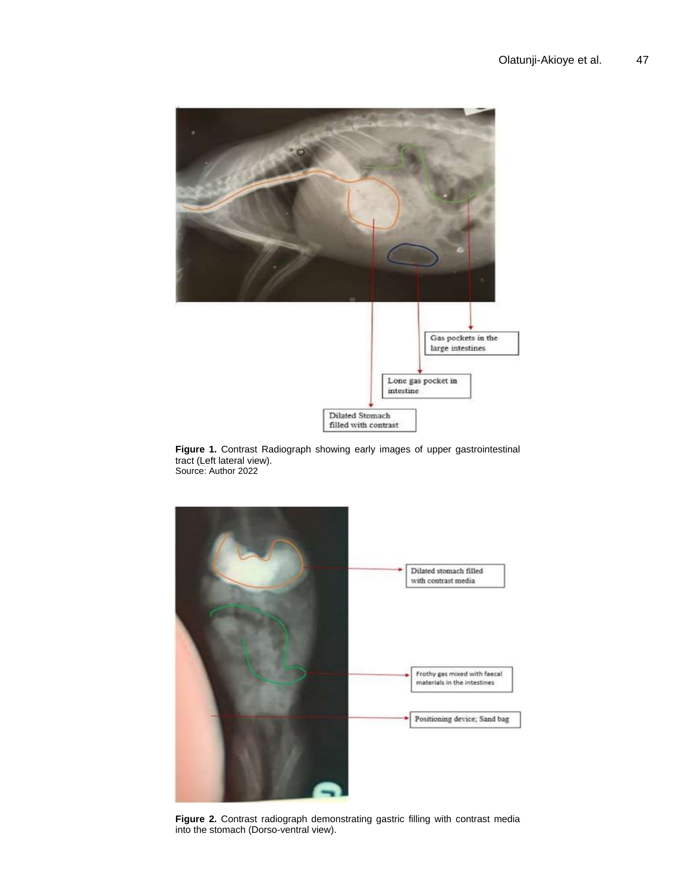Figure 1. Contrast Radiograph showing early images of upper gastrointestinal tract (Left lateral view).
Source: Author 2022

Figure 2. Contrast radiograph demonstrating gastric filling with contrast media into the stomach (Dorso-ventral view).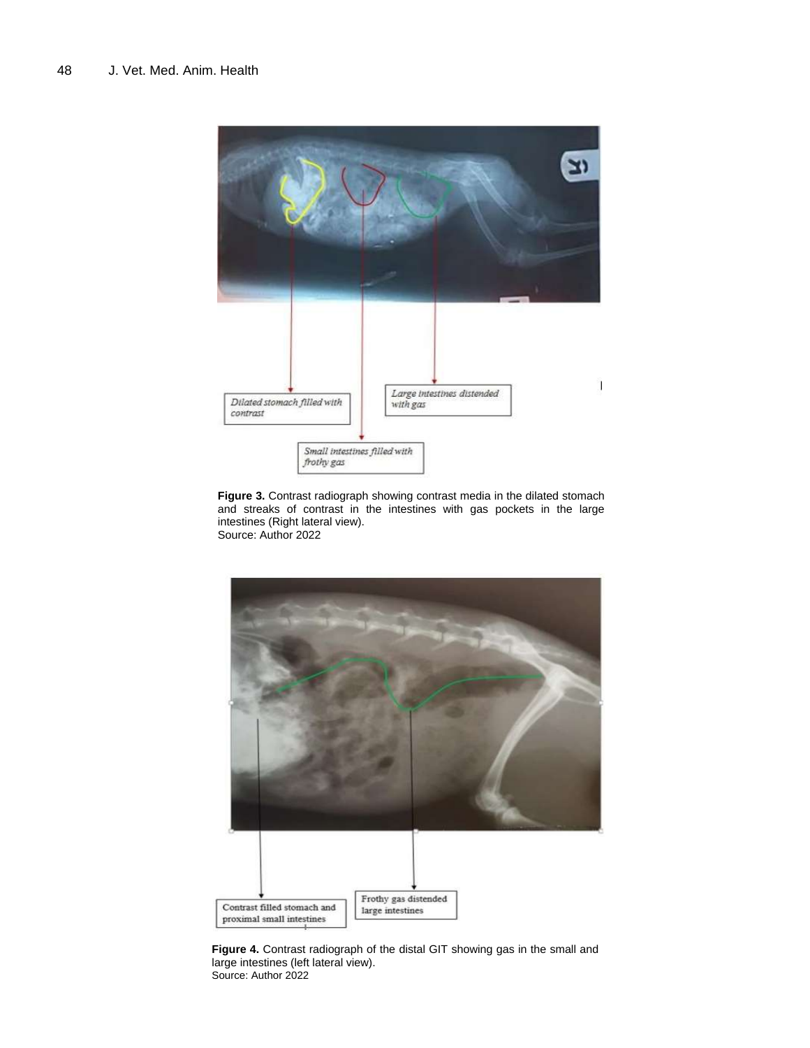Dilated stomach filled with contrast

Small intestines filled with frothy gas

Large intestines distended with gas

**Figure 3.** Contrast radiograph showing contrast media in the dilated stomach and streaks of contrast in the intestines with gas pockets in the large intestines (Right lateral view).
Source: Author 2022

Contrast filled stomach and proximal small intestines

Frothy gas distended large intestines

**Figure 4.** Contrast radiograph of the distal GIT showing gas in the small and large intestines (left lateral view).
Source: Author 2022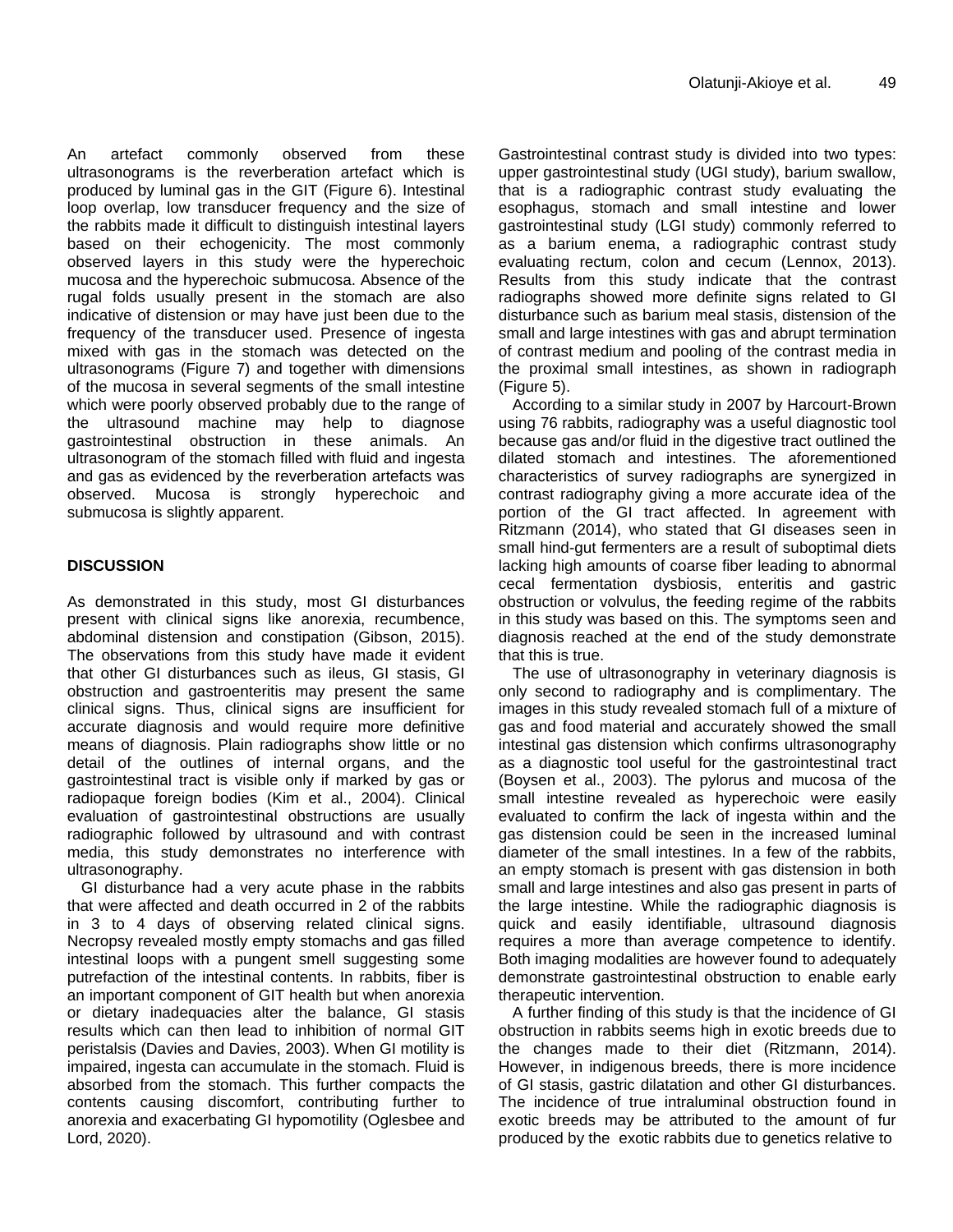An artefact commonly observed from these ultrasonograms is the reverberation artefact which is produced by luminal gas in the GIT (Figure 6). Intestinal loop overlap, low transducer frequency and the size of the rabbits made it difficult to distinguish intestinal layers based on their echogenicity. The most commonly observed layers in this study were the hyperechoic mucosa and the hyperechoic submucosa. Absence of the rugal folds usually present in the stomach are also indicative of distension or may have just been due to the frequency of the transducer used. Presence of ingesta mixed with gas in the stomach was detected on the ultrasonograms (Figure 7) and together with dimensions of the mucosa in several segments of the small intestine which were poorly observed probably due to the range of the ultrasound machine may help to diagnose gastrointestinal obstruction in these animals. An ultrasonogram of the stomach filled with fluid and ingesta and gas as evidenced by the reverberation artefacts was observed. Mucosa is strongly hyperechoic and submucosa is slightly apparent.

## DISCUSSION

As demonstrated in this study, most GI disturbances present with clinical signs like anorexia, recumbence, abdominal distension and constipation (Gibson, 2015). The observations from this study have made it evident that other GI disturbances such as ileus, GI stasis, GI obstruction and gastroenteritis may present the same clinical signs. Thus, clinical signs are insufficient for accurate diagnosis and would require more definitive means of diagnosis. Plain radiographs show little or no detail of the outlines of internal organs, and the gastrointestinal tract is visible only if marked by gas or radiopaque foreign bodies (Kim et al., 2004). Clinical evaluation of gastrointestinal obstructions are usually radiographic followed by ultrasound and with contrast media, this study demonstrates no interference with ultrasonography.

GI disturbance had a very acute phase in the rabbits that were affected and death occurred in 2 of the rabbits in 3 to 4 days of observing related clinical signs. Necropsy revealed mostly empty stomachs and gas filled intestinal loops with a pungent smell suggesting some putrefaction of the intestinal contents. In rabbits, fiber is an important component of GIT health but when anorexia or dietary inadequacies alter the balance, GI stasis results which can then lead to inhibition of normal GIT peristalsis (Davies and Davies, 2003). When GI motility is impaired, ingesta can accumulate in the stomach. Fluid is absorbed from the stomach. This further compacts the contents causing discomfort, contributing further to anorexia and exacerbating GI hypomotility (Oglesbee and Lord, 2020).

Gastrointestinal contrast study is divided into two types: upper gastrointestinal study (UGI study), barium swallow, that is a radiographic contrast study evaluating the esophagus, stomach and small intestine and lower gastrointestinal study (LGI study) commonly referred to as a barium enema, a radiographic contrast study evaluating rectum, colon and cecum (Lennox, 2013). Results from this study indicate that the contrast radiographs showed more definite signs related to GI disturbance such as barium meal stasis, distension of the small and large intestines with gas and abrupt termination of contrast medium and pooling of the contrast media in the proximal small intestines, as shown in radiograph (Figure 5).

According to a similar study in 2007 by Harcourt-Brown using 76 rabbits, radiography was a useful diagnostic tool because gas and/or fluid in the digestive tract outlined the dilated stomach and intestines. The aforementioned characteristics of survey radiographs are synergized in contrast radiography giving a more accurate idea of the portion of the GI tract affected. In agreement with Ritzmann (2014), who stated that GI diseases seen in small hind-gut fermenters are a result of suboptimal diets lacking high amounts of coarse fiber leading to abnormal cecal fermentation dysbiosis, enteritis and gastric obstruction or volvulus, the feeding regime of the rabbits in this study was based on this. The symptoms seen and diagnosis reached at the end of the study demonstrate that this is true.

The use of ultrasonography in veterinary diagnosis is only second to radiography and is complimentary. The images in this study revealed stomach full of a mixture of gas and food material and accurately showed the small intestinal gas distension which confirms ultrasonography as a diagnostic tool useful for the gastrointestinal tract (Boysen et al., 2003). The pylorus and mucosa of the small intestine revealed as hyperechoic were easily evaluated to confirm the lack of ingesta within and the gas distension could be seen in the increased luminal diameter of the small intestines. In a few of the rabbits, an empty stomach is present with gas distension in both small and large intestines and also gas present in parts of the large intestine. While the radiographic diagnosis is quick and easily identifiable, ultrasound diagnosis requires a more than average competence to identify. Both imaging modalities are however found to adequately demonstrate gastrointestinal obstruction to enable early therapeutic intervention.

A further finding of this study is that the incidence of GI obstruction in rabbits seems high in exotic breeds due to the changes made to their diet (Ritzmann, 2014). However, in indigenous breeds, there is more incidence of GI stasis, gastric dilatation and other GI disturbances. The incidence of true intraluminal obstruction found in exotic breeds may be attributed to the amount of fur produced by the exotic rabbits due to genetics relative to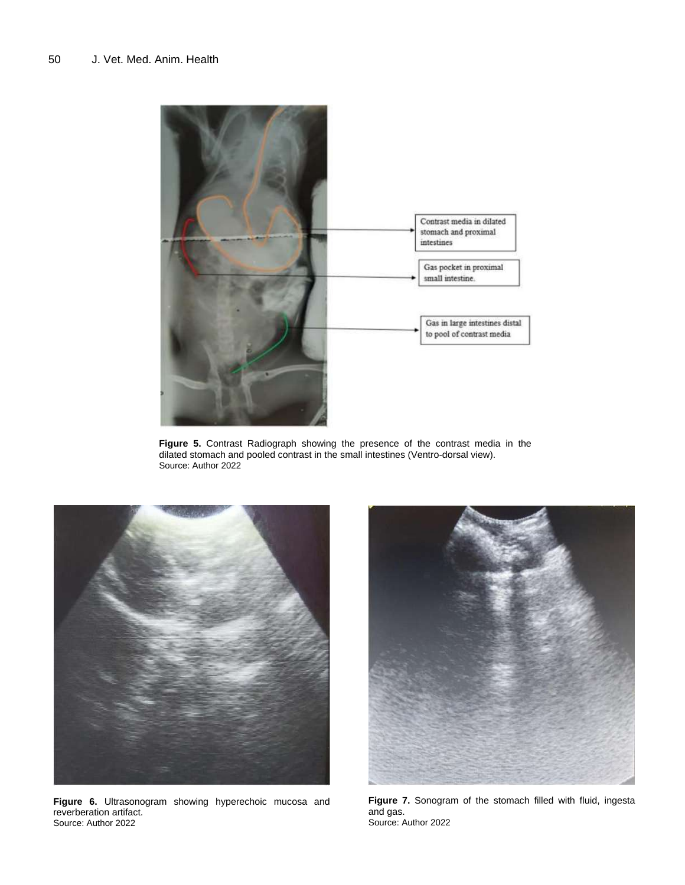Contrast media in dilated stomach and proximal intestines

Gas pocket in proximal small intestine.

Gas in large intestines distal to pool of contrast media

**Figure 5.** Contrast Radiograph showing the presence of the contrast media in the dilated stomach and pooled contrast in the small intestines (Ventro-dorsal view).
Source: Author 2022

**Figure 6.** Ultrasonogram showing hyperechoic mucosa and reverberation artifact.
Source: Author 2022

**Figure 7.** Sonogram of the stomach filled with fluid, ingesta and gas.
Source: Author 2022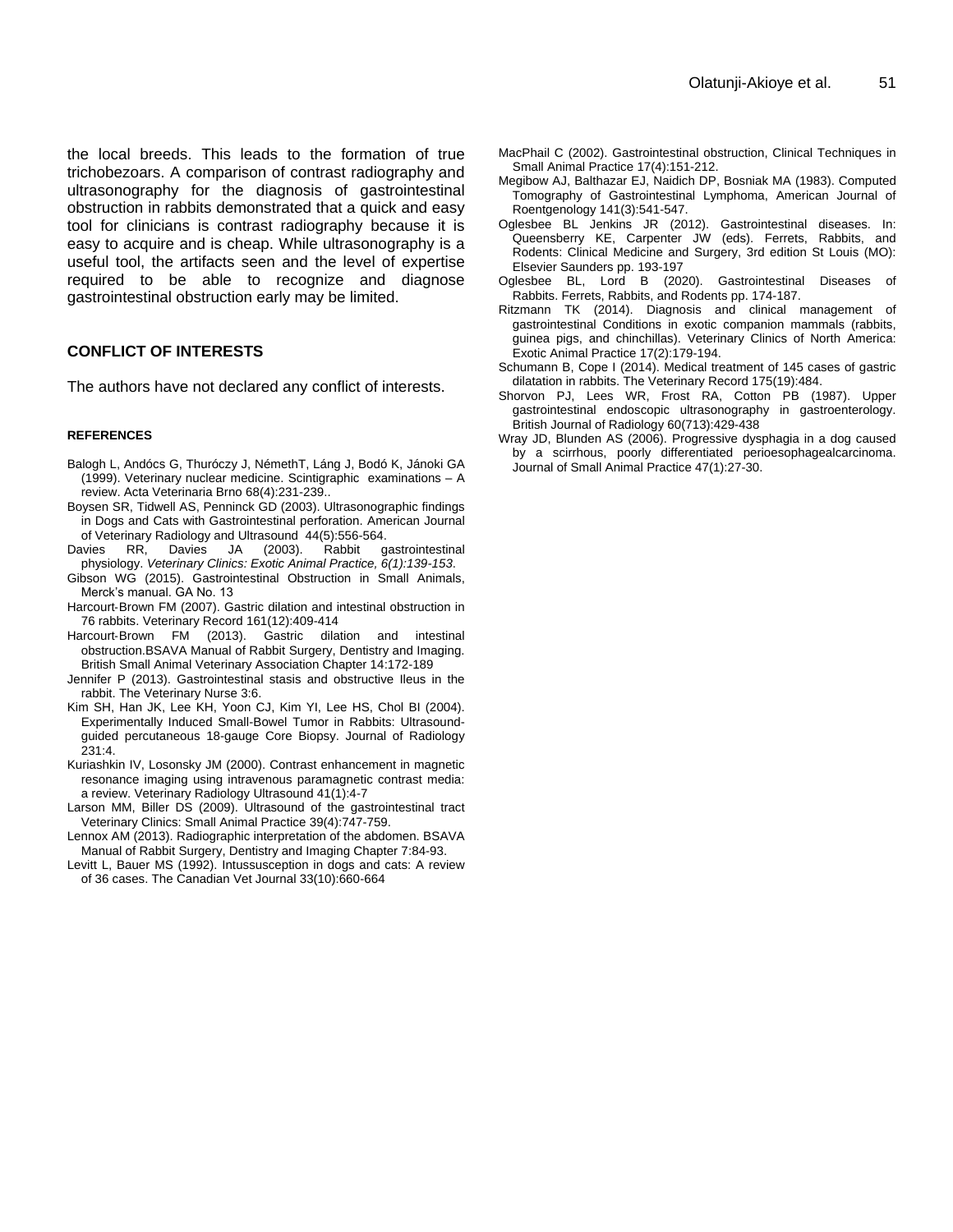the local breeds. This leads to the formation of true trichobezoars. A comparison of contrast radiography and ultrasonography for the diagnosis of gastrointestinal obstruction in rabbits demonstrated that a quick and easy tool for clinicians is contrast radiography because it is easy to acquire and is cheap. While ultrasonography is a useful tool, the artifacts seen and the level of expertise required to be able to recognize and diagnose gastrointestinal obstruction early may be limited.

## CONFLICT OF INTERESTS

The authors have not declared any conflict of interests.

## REFERENCES

Balogh L, Andócs G, Thuróczy J, NémethT, Láng J, Bodó K, Jánoki GA (1999). Veterinary nuclear medicine. Scintigraphic examinations – A review. Acta Veterinaria Brno 68(4):231-239..

Boysen SR, Tidwell AS, Penninck GD (2003). Ultrasonographic findings in Dogs and Cats with Gastrointestinal perforation. American Journal of Veterinary Radiology and Ultrasound 44(5):556-564.

Davies RR, Davies JA (2003). Rabbit gastrointestinal physiology. *Veterinary Clinics: Exotic Animal Practice, 6(1):139-153.*

Gibson WG (2015). Gastrointestinal Obstruction in Small Animals, Merck's manual. GA No. 13

Harcourt-Brown FM (2007). Gastric dilation and intestinal obstruction in 76 rabbits. Veterinary Record 161(12):409-414

Harcourt-Brown FM (2013). Gastric dilation and intestinal obstruction.BSAVA Manual of Rabbit Surgery, Dentistry and Imaging. British Small Animal Veterinary Association Chapter 14:172-189

Jennifer P (2013). Gastrointestinal stasis and obstructive Ileus in the rabbit. The Veterinary Nurse 3:6.

Kim SH, Han JK, Lee KH, Yoon CJ, Kim YI, Lee HS, Chol BI (2004). Experimentally Induced Small-Bowel Tumor in Rabbits: Ultrasound-guided percutaneous 18-gauge Core Biopsy. Journal of Radiology 231:4.

Kuriashkin IV, Losonsky JM (2000). Contrast enhancement in magnetic resonance imaging using intravenous paramagnetic contrast media: a review. Veterinary Radiology Ultrasound 41(1):4-7

Larson MM, Biller DS (2009). Ultrasound of the gastrointestinal tract Veterinary Clinics: Small Animal Practice 39(4):747-759.

Lennox AM (2013). Radiographic interpretation of the abdomen. BSAVA Manual of Rabbit Surgery, Dentistry and Imaging Chapter 7:84-93.

Levitt L, Bauer MS (1992). Intussusception in dogs and cats: A review of 36 cases. The Canadian Vet Journal 33(10):660-664

MacPhail C (2002). Gastrointestinal obstruction, Clinical Techniques in Small Animal Practice 17(4):151-212.

Megibow AJ, Balthazar EJ, Naidich DP, Bosniak MA (1983). Computed Tomography of Gastrointestinal Lymphoma, American Journal of Roentgenology 141(3):541-547.

Oglesbee BL Jenkins JR (2012). Gastrointestinal diseases. In: Queensberry KE, Carpenter JW (eds). Ferrets, Rabbits, and Rodents: Clinical Medicine and Surgery, 3rd edition St Louis (MO): Elsevier Saunders pp. 193-197

Oglesbee BL, Lord B (2020). Gastrointestinal Diseases of Rabbits. Ferrets, Rabbits, and Rodents pp. 174-187.

Ritzmann TK (2014). Diagnosis and clinical management of gastrointestinal Conditions in exotic companion mammals (rabbits, guinea pigs, and chinchillas). Veterinary Clinics of North America: Exotic Animal Practice 17(2):179-194.

Schumann B, Cope I (2014). Medical treatment of 145 cases of gastric dilatation in rabbits. The Veterinary Record 175(19):484.

Shorvon PJ, Lees WR, Frost RA, Cotton PB (1987). Upper gastrointestinal endoscopic ultrasonography in gastroenterology. British Journal of Radiology 60(713):429-438

Wray JD, Blunden AS (2006). Progressive dysphagia in a dog caused by a scirrhous, poorly differentiated perioesophagealcarcinoma. Journal of Small Animal Practice 47(1):27-30.